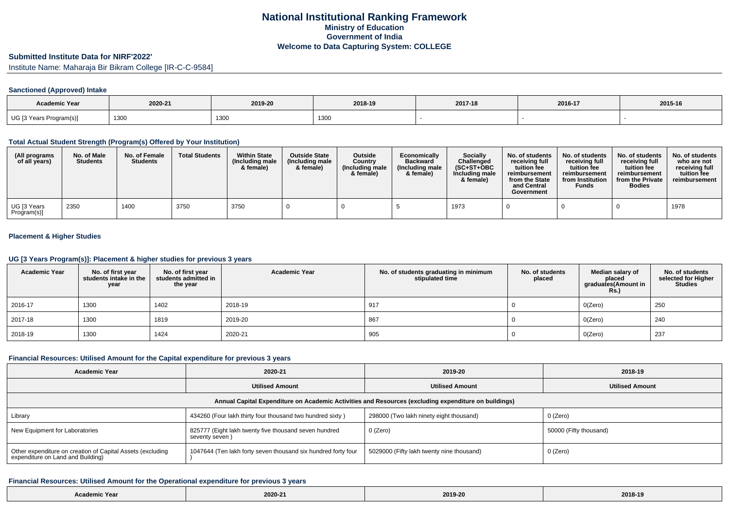# National Institutional Ranking Framework
## Ministry of Education
## Government of India
## Welcome to Data Capturing System: COLLEGE

**Submitted Institute Data for NIRF'2022'**

Institute Name: Maharaja Bir Bikram College [IR-C-C-9584]

### Sanctioned (Approved) Intake

| Academic Year | 2020-21 | 2019-20 | 2018-19 | 2017-18 | 2016-17 | 2015-16 |
|---|---|---|---|---|---|---|
| UG [3 Years Program(s)] | 1300 | 1300 | 1300 | - | - | - |

### Total Actual Student Strength (Program(s) Offered by Your Institution)

| (All programs of all years) | No. of Male Students | No. of Female Students | Total Students | Within State (Including male & female) | Outside State (Including male & female) | Outside Country (Including male & female) | Economically Backward (Including male & female) | Socially Challenged (SC+ST+OBC Including male & female) | No. of students receiving full tuition fee reimbursement from the State and Central Government | No. of students receiving full tuition fee reimbursement from Institution Funds | No. of students receiving full tuition fee reimbursement from the Private Bodies | No. of students who are not receiving full tuition fee reimbursement |
|---|---|---|---|---|---|---|---|---|---|---|---|---|
| UG [3 Years Program(s)] | 2350 | 1400 | 3750 | 3750 | 0 | 0 | 5 | 1973 | 0 | 0 | 0 | 1978 |

### Placement & Higher Studies

### UG [3 Years Program(s)]: Placement & higher studies for previous 3 years

| Academic Year | No. of first year students intake in the year | No. of first year students admitted in the year | Academic Year | No. of students graduating in minimum stipulated time | No. of students placed | Median salary of placed graduates(Amount in Rs.) | No. of students selected for Higher Studies |
|---|---|---|---|---|---|---|---|
| 2016-17 | 1300 | 1402 | 2018-19 | 917 | 0 | 0(Zero) | 250 |
| 2017-18 | 1300 | 1819 | 2019-20 | 867 | 0 | 0(Zero) | 240 |
| 2018-19 | 1300 | 1424 | 2020-21 | 905 | 0 | 0(Zero) | 237 |

### Financial Resources: Utilised Amount for the Capital expenditure for previous 3 years

| Academic Year | 2020-21 | 2019-20 | 2018-19 |
|---|---|---|---|
| | Utilised Amount | Utilised Amount | Utilised Amount |
| Annual Capital Expenditure on Academic Activities and Resources (excluding expenditure on buildings) | | | |
| Library | 434260 (Four lakh thirty four thousand two hundred sixty ) | 298000 (Two lakh ninety eight thousand) | 0 (Zero) |
| New Equipment for Laboratories | 825777 (Eight lakh twenty five thousand seven hundred seventy seven ) | 0 (Zero) | 50000 (Fifty thousand) |
| Other expenditure on creation of Capital Assets (excluding expenditure on Land and Building) | 1047644 (Ten lakh forty seven thousand six hundred forty four ) | 5029000 (Fifty lakh twenty nine thousand) | 0 (Zero) |

### Financial Resources: Utilised Amount for the Operational expenditure for previous 3 years

| Academic Year | 2020-21 | 2019-20 | 2018-19 |
|---|---|---|---|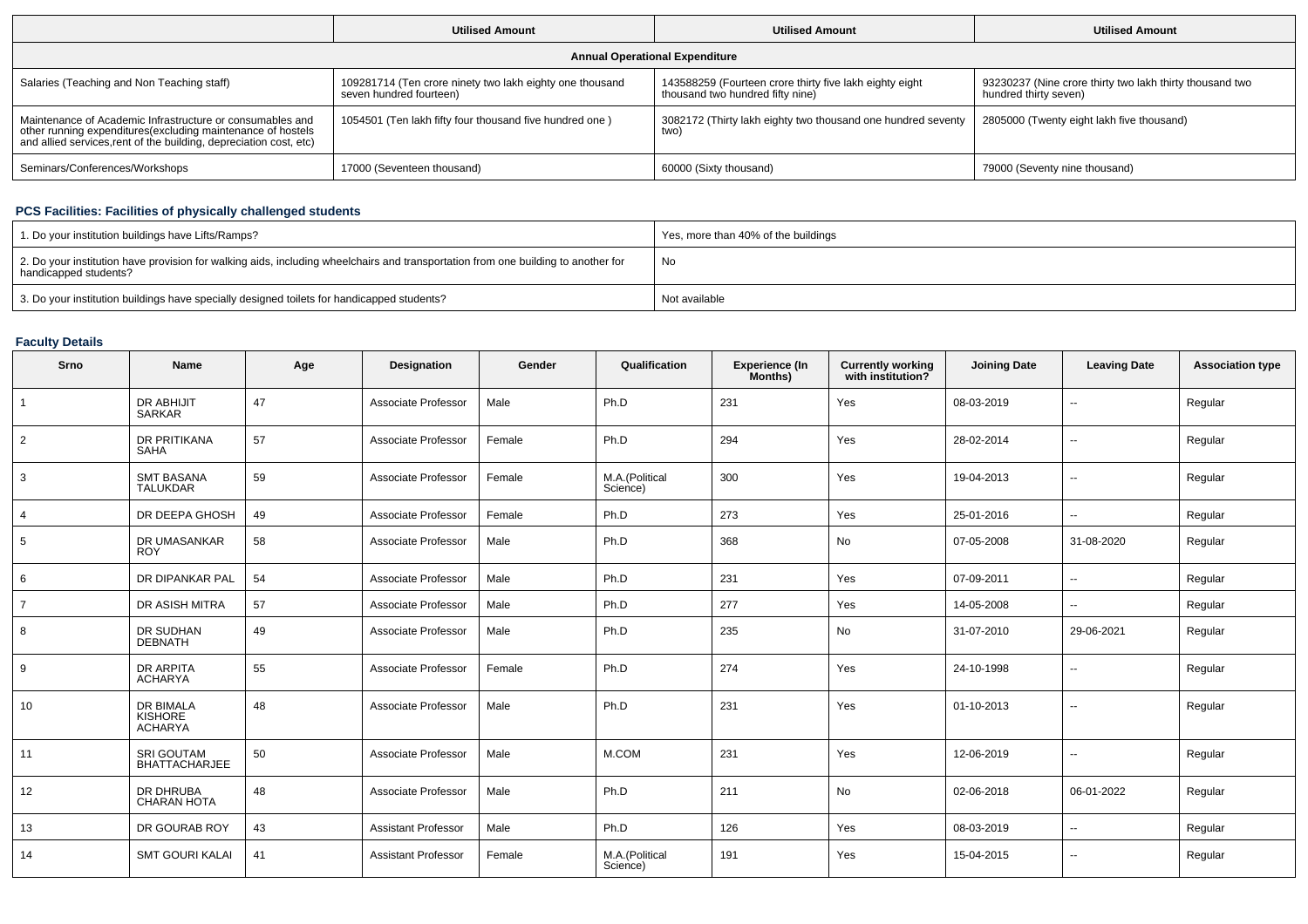| | Utilised Amount | Utilised Amount | Utilised Amount |
|---|---|---|---|
| **Annual Operational Expenditure** | | | |
| Salaries (Teaching and Non Teaching staff) | 109281714 (Ten crore ninety two lakh eighty one thousand seven hundred fourteen) | 143588259 (Fourteen crore thirty five lakh eighty eight thousand two hundred fifty nine) | 93230237 (Nine crore thirty two lakh thirty thousand two hundred thirty seven) |
| Maintenance of Academic Infrastructure or consumables and other running expenditures(excluding maintenance of hostels and allied services,rent of the building, depreciation cost, etc) | 1054501 (Ten lakh fifty four thousand five hundred one ) | 3082172 (Thirty lakh eighty two thousand one hundred seventy two) | 2805000 (Twenty eight lakh five thousand) |
| Seminars/Conferences/Workshops | 17000 (Seventeen thousand) | 60000 (Sixty thousand) | 79000 (Seventy nine thousand) |

## PCS Facilities: Facilities of physically challenged students

| | |
|---|---|
| 1. Do your institution buildings have Lifts/Ramps? | Yes, more than 40% of the buildings |
| 2. Do your institution have provision for walking aids, including wheelchairs and transportation from one building to another for handicapped students? | No |
| 3. Do your institution buildings have specially designed toilets for handicapped students? | Not available |

## Faculty Details

| Srno | Name | Age | Designation | Gender | Qualification | Experience (In Months) | Currently working with institution? | Joining Date | Leaving Date | Association type |
|---|---|---|---|---|---|---|---|---|---|---|
| 1 | DR ABHIJIT SARKAR | 47 | Associate Professor | Male | Ph.D | 231 | Yes | 08-03-2019 | -- | Regular |
| 2 | DR PRITIKANA SAHA | 57 | Associate Professor | Female | Ph.D | 294 | Yes | 28-02-2014 | -- | Regular |
| 3 | SMT BASANA TALUKDAR | 59 | Associate Professor | Female | M.A.(Political Science) | 300 | Yes | 19-04-2013 | -- | Regular |
| 4 | DR DEEPA GHOSH | 49 | Associate Professor | Female | Ph.D | 273 | Yes | 25-01-2016 | -- | Regular |
| 5 | DR UMASANKAR ROY | 58 | Associate Professor | Male | Ph.D | 368 | No | 07-05-2008 | 31-08-2020 | Regular |
| 6 | DR DIPANKAR PAL | 54 | Associate Professor | Male | Ph.D | 231 | Yes | 07-09-2011 | -- | Regular |
| 7 | DR ASISH MITRA | 57 | Associate Professor | Male | Ph.D | 277 | Yes | 14-05-2008 | -- | Regular |
| 8 | DR SUDHAN DEBNATH | 49 | Associate Professor | Male | Ph.D | 235 | No | 31-07-2010 | 29-06-2021 | Regular |
| 9 | DR ARPITA ACHARYA | 55 | Associate Professor | Female | Ph.D | 274 | Yes | 24-10-1998 | -- | Regular |
| 10 | DR BIMALA KISHORE ACHARYA | 48 | Associate Professor | Male | Ph.D | 231 | Yes | 01-10-2013 | -- | Regular |
| 11 | SRI GOUTAM BHATTACHARJEE | 50 | Associate Professor | Male | M.COM | 231 | Yes | 12-06-2019 | -- | Regular |
| 12 | DR DHRUBA CHARAN HOTA | 48 | Associate Professor | Male | Ph.D | 211 | No | 02-06-2018 | 06-01-2022 | Regular |
| 13 | DR GOURAB ROY | 43 | Assistant Professor | Male | Ph.D | 126 | Yes | 08-03-2019 | -- | Regular |
| 14 | SMT GOURI KALAI | 41 | Assistant Professor | Female | M.A.(Political Science) | 191 | Yes | 15-04-2015 | -- | Regular |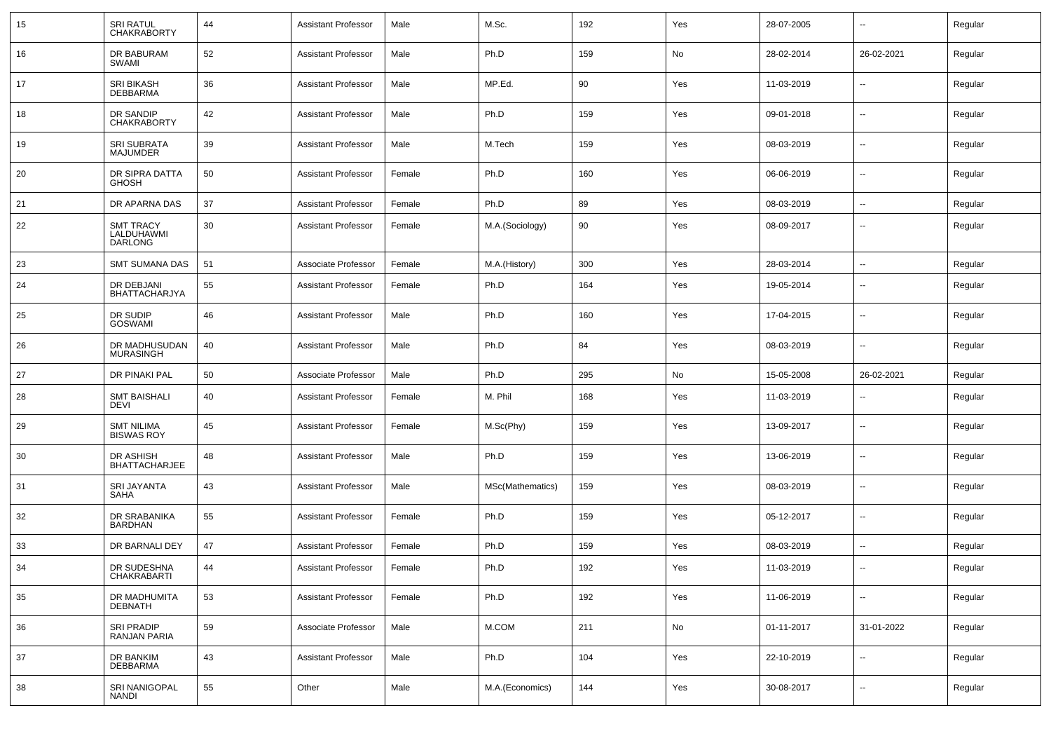| | | | | | | | | | | |
|---|---|---|---|---|---|---|---|---|---|---|
| 15 | SRI RATUL CHAKRABORTY | 44 | Assistant Professor | Male | M.Sc. | 192 | Yes | 28-07-2005 | -- | Regular |
| 16 | DR BABURAM SWAMI | 52 | Assistant Professor | Male | Ph.D | 159 | No | 28-02-2014 | 26-02-2021 | Regular |
| 17 | SRI BIKASH DEBBARMA | 36 | Assistant Professor | Male | MP.Ed. | 90 | Yes | 11-03-2019 | -- | Regular |
| 18 | DR SANDIP CHAKRABORTY | 42 | Assistant Professor | Male | Ph.D | 159 | Yes | 09-01-2018 | -- | Regular |
| 19 | SRI SUBRATA MAJUMDER | 39 | Assistant Professor | Male | M.Tech | 159 | Yes | 08-03-2019 | -- | Regular |
| 20 | DR SIPRA DATTA GHOSH | 50 | Assistant Professor | Female | Ph.D | 160 | Yes | 06-06-2019 | -- | Regular |
| 21 | DR APARNA DAS | 37 | Assistant Professor | Female | Ph.D | 89 | Yes | 08-03-2019 | -- | Regular |
| 22 | SMT TRACY LALDUHAWMI DARLONG | 30 | Assistant Professor | Female | M.A.(Sociology) | 90 | Yes | 08-09-2017 | -- | Regular |
| 23 | SMT SUMANA DAS | 51 | Associate Professor | Female | M.A.(History) | 300 | Yes | 28-03-2014 | -- | Regular |
| 24 | DR DEBJANI BHATTACHARJYA | 55 | Assistant Professor | Female | Ph.D | 164 | Yes | 19-05-2014 | -- | Regular |
| 25 | DR SUDIP GOSWAMI | 46 | Assistant Professor | Male | Ph.D | 160 | Yes | 17-04-2015 | -- | Regular |
| 26 | DR MADHUSUDAN MURASINGH | 40 | Assistant Professor | Male | Ph.D | 84 | Yes | 08-03-2019 | -- | Regular |
| 27 | DR PINAKI PAL | 50 | Associate Professor | Male | Ph.D | 295 | No | 15-05-2008 | 26-02-2021 | Regular |
| 28 | SMT BAISHALI DEVI | 40 | Assistant Professor | Female | M. Phil | 168 | Yes | 11-03-2019 | -- | Regular |
| 29 | SMT NILIMA BISWAS ROY | 45 | Assistant Professor | Female | M.Sc(Phy) | 159 | Yes | 13-09-2017 | -- | Regular |
| 30 | DR ASHISH BHATTACHARJEE | 48 | Assistant Professor | Male | Ph.D | 159 | Yes | 13-06-2019 | -- | Regular |
| 31 | SRI JAYANTA SAHA | 43 | Assistant Professor | Male | MSc(Mathematics) | 159 | Yes | 08-03-2019 | -- | Regular |
| 32 | DR SRABANIKA BARDHAN | 55 | Assistant Professor | Female | Ph.D | 159 | Yes | 05-12-2017 | -- | Regular |
| 33 | DR BARNALI DEY | 47 | Assistant Professor | Female | Ph.D | 159 | Yes | 08-03-2019 | -- | Regular |
| 34 | DR SUDESHNA CHAKRABARTI | 44 | Assistant Professor | Female | Ph.D | 192 | Yes | 11-03-2019 | -- | Regular |
| 35 | DR MADHUMITA DEBNATH | 53 | Assistant Professor | Female | Ph.D | 192 | Yes | 11-06-2019 | -- | Regular |
| 36 | SRI PRADIP RANJAN PARIA | 59 | Associate Professor | Male | M.COM | 211 | No | 01-11-2017 | 31-01-2022 | Regular |
| 37 | DR BANKIM DEBBARMA | 43 | Assistant Professor | Male | Ph.D | 104 | Yes | 22-10-2019 | -- | Regular |
| 38 | SRI NANIGOPAL NANDI | 55 | Other | Male | M.A.(Economics) | 144 | Yes | 30-08-2017 | -- | Regular |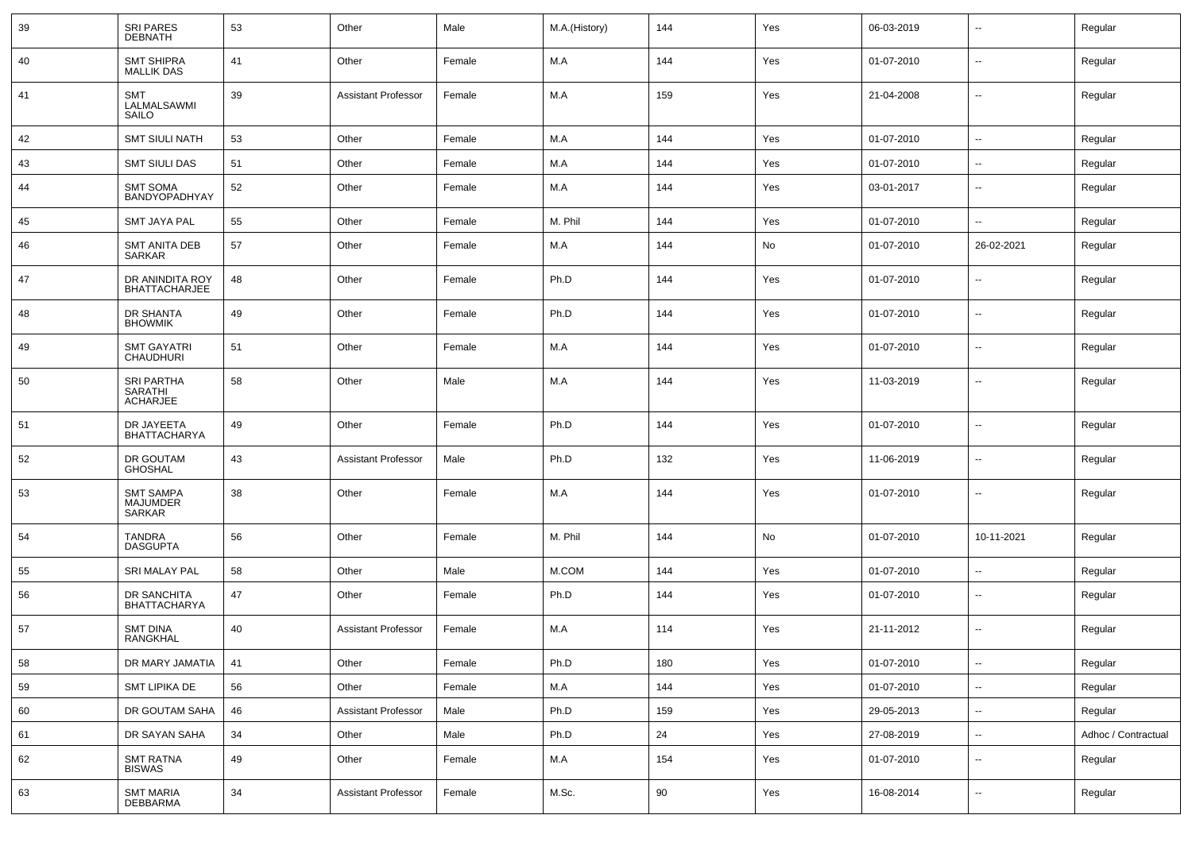| | | | | | | | | | | |
|---|---|---|---|---|---|---|---|---|---|---|
| 39 | SRI PARES DEBNATH | 53 | Other | Male | M.A.(History) | 144 | Yes | 06-03-2019 | -- | Regular |
| 40 | SMT SHIPRA MALLIK DAS | 41 | Other | Female | M.A | 144 | Yes | 01-07-2010 | -- | Regular |
| 41 | SMT LALMALSAWMI SAILO | 39 | Assistant Professor | Female | M.A | 159 | Yes | 21-04-2008 | -- | Regular |
| 42 | SMT SIULI NATH | 53 | Other | Female | M.A | 144 | Yes | 01-07-2010 | -- | Regular |
| 43 | SMT SIULI DAS | 51 | Other | Female | M.A | 144 | Yes | 01-07-2010 | -- | Regular |
| 44 | SMT SOMA BANDYOPADHYAY | 52 | Other | Female | M.A | 144 | Yes | 03-01-2017 | -- | Regular |
| 45 | SMT JAYA PAL | 55 | Other | Female | M. Phil | 144 | Yes | 01-07-2010 | -- | Regular |
| 46 | SMT ANITA DEB SARKAR | 57 | Other | Female | M.A | 144 | No | 01-07-2010 | 26-02-2021 | Regular |
| 47 | DR ANINDITA ROY BHATTACHARJEE | 48 | Other | Female | Ph.D | 144 | Yes | 01-07-2010 | -- | Regular |
| 48 | DR SHANTA BHOWMIK | 49 | Other | Female | Ph.D | 144 | Yes | 01-07-2010 | -- | Regular |
| 49 | SMT GAYATRI CHAUDHURI | 51 | Other | Female | M.A | 144 | Yes | 01-07-2010 | -- | Regular |
| 50 | SRI PARTHA SARATHI ACHARJEE | 58 | Other | Male | M.A | 144 | Yes | 11-03-2019 | -- | Regular |
| 51 | DR JAYEETA BHATTACHARYA | 49 | Other | Female | Ph.D | 144 | Yes | 01-07-2010 | -- | Regular |
| 52 | DR GOUTAM GHOSHAL | 43 | Assistant Professor | Male | Ph.D | 132 | Yes | 11-06-2019 | -- | Regular |
| 53 | SMT SAMPA MAJUMDER SARKAR | 38 | Other | Female | M.A | 144 | Yes | 01-07-2010 | -- | Regular |
| 54 | TANDRA DASGUPTA | 56 | Other | Female | M. Phil | 144 | No | 01-07-2010 | 10-11-2021 | Regular |
| 55 | SRI MALAY PAL | 58 | Other | Male | M.COM | 144 | Yes | 01-07-2010 | -- | Regular |
| 56 | DR SANCHITA BHATTACHARYA | 47 | Other | Female | Ph.D | 144 | Yes | 01-07-2010 | -- | Regular |
| 57 | SMT DINA RANGKHAL | 40 | Assistant Professor | Female | M.A | 114 | Yes | 21-11-2012 | -- | Regular |
| 58 | DR MARY JAMATIA | 41 | Other | Female | Ph.D | 180 | Yes | 01-07-2010 | -- | Regular |
| 59 | SMT LIPIKA DE | 56 | Other | Female | M.A | 144 | Yes | 01-07-2010 | -- | Regular |
| 60 | DR GOUTAM SAHA | 46 | Assistant Professor | Male | Ph.D | 159 | Yes | 29-05-2013 | -- | Regular |
| 61 | DR SAYAN SAHA | 34 | Other | Male | Ph.D | 24 | Yes | 27-08-2019 | -- | Adhoc / Contractual |
| 62 | SMT RATNA BISWAS | 49 | Other | Female | M.A | 154 | Yes | 01-07-2010 | -- | Regular |
| 63 | SMT MARIA DEBBARMA | 34 | Assistant Professor | Female | M.Sc. | 90 | Yes | 16-08-2014 | -- | Regular |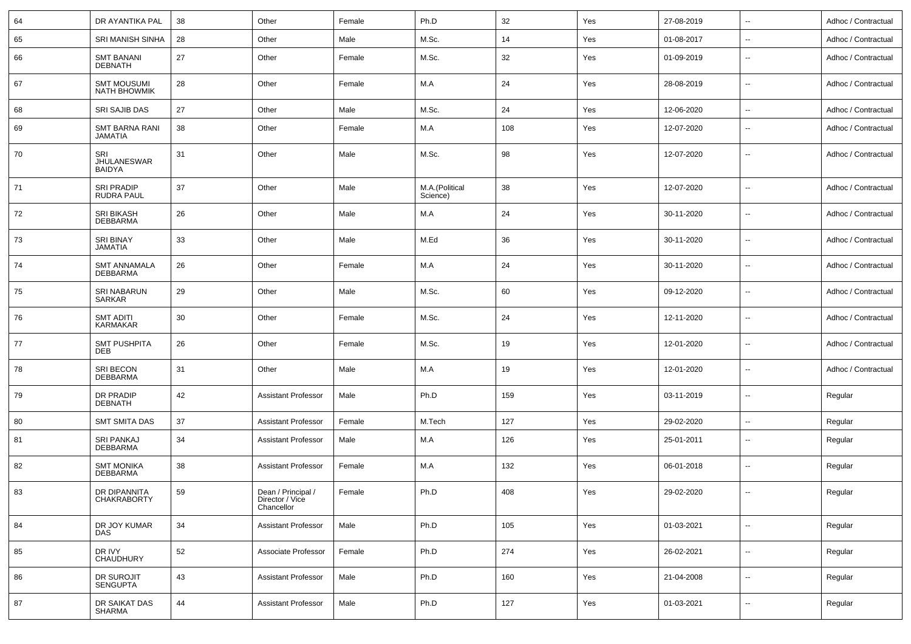| 64 | DR AYANTIKA PAL | 38 | Other | Female | Ph.D | 32 | Yes | 27-08-2019 | -- | Adhoc / Contractual |
|---|---|---|---|---|---|---|---|---|---|---|
| 65 | SRI MANISH SINHA | 28 | Other | Male | M.Sc. | 14 | Yes | 01-08-2017 | -- | Adhoc / Contractual |
| 66 | SMT BANANI DEBNATH | 27 | Other | Female | M.Sc. | 32 | Yes | 01-09-2019 | -- | Adhoc / Contractual |
| 67 | SMT MOUSUMI NATH BHOWMIK | 28 | Other | Female | M.A | 24 | Yes | 28-08-2019 | -- | Adhoc / Contractual |
| 68 | SRI SAJIB DAS | 27 | Other | Male | M.Sc. | 24 | Yes | 12-06-2020 | -- | Adhoc / Contractual |
| 69 | SMT BARNA RANI JAMATIA | 38 | Other | Female | M.A | 108 | Yes | 12-07-2020 | -- | Adhoc / Contractual |
| 70 | SRI JHULANESWAR BAIDYA | 31 | Other | Male | M.Sc. | 98 | Yes | 12-07-2020 | -- | Adhoc / Contractual |
| 71 | SRI PRADIP RUDRA PAUL | 37 | Other | Male | M.A.(Political Science) | 38 | Yes | 12-07-2020 | -- | Adhoc / Contractual |
| 72 | SRI BIKASH DEBBARMA | 26 | Other | Male | M.A | 24 | Yes | 30-11-2020 | -- | Adhoc / Contractual |
| 73 | SRI BINAY JAMATIA | 33 | Other | Male | M.Ed | 36 | Yes | 30-11-2020 | -- | Adhoc / Contractual |
| 74 | SMT ANNAMALA DEBBARMA | 26 | Other | Female | M.A | 24 | Yes | 30-11-2020 | -- | Adhoc / Contractual |
| 75 | SRI NABARUN SARKAR | 29 | Other | Male | M.Sc. | 60 | Yes | 09-12-2020 | -- | Adhoc / Contractual |
| 76 | SMT ADITI KARMAKAR | 30 | Other | Female | M.Sc. | 24 | Yes | 12-11-2020 | -- | Adhoc / Contractual |
| 77 | SMT PUSHPITA DEB | 26 | Other | Female | M.Sc. | 19 | Yes | 12-01-2020 | -- | Adhoc / Contractual |
| 78 | SRI BECON DEBBARMA | 31 | Other | Male | M.A | 19 | Yes | 12-01-2020 | -- | Adhoc / Contractual |
| 79 | DR PRADIP DEBNATH | 42 | Assistant Professor | Male | Ph.D | 159 | Yes | 03-11-2019 | -- | Regular |
| 80 | SMT SMITA DAS | 37 | Assistant Professor | Female | M.Tech | 127 | Yes | 29-02-2020 | -- | Regular |
| 81 | SRI PANKAJ DEBBARMA | 34 | Assistant Professor | Male | M.A | 126 | Yes | 25-01-2011 | -- | Regular |
| 82 | SMT MONIKA DEBBARMA | 38 | Assistant Professor | Female | M.A | 132 | Yes | 06-01-2018 | -- | Regular |
| 83 | DR DIPANNITA CHAKRABORTY | 59 | Dean / Principal / Director / Vice Chancellor | Female | Ph.D | 408 | Yes | 29-02-2020 | -- | Regular |
| 84 | DR JOY KUMAR DAS | 34 | Assistant Professor | Male | Ph.D | 105 | Yes | 01-03-2021 | -- | Regular |
| 85 | DR IVY CHAUDHURY | 52 | Associate Professor | Female | Ph.D | 274 | Yes | 26-02-2021 | -- | Regular |
| 86 | DR SUROJIT SENGUPTA | 43 | Assistant Professor | Male | Ph.D | 160 | Yes | 21-04-2008 | -- | Regular |
| 87 | DR SAIKAT DAS SHARMA | 44 | Assistant Professor | Male | Ph.D | 127 | Yes | 01-03-2021 | -- | Regular |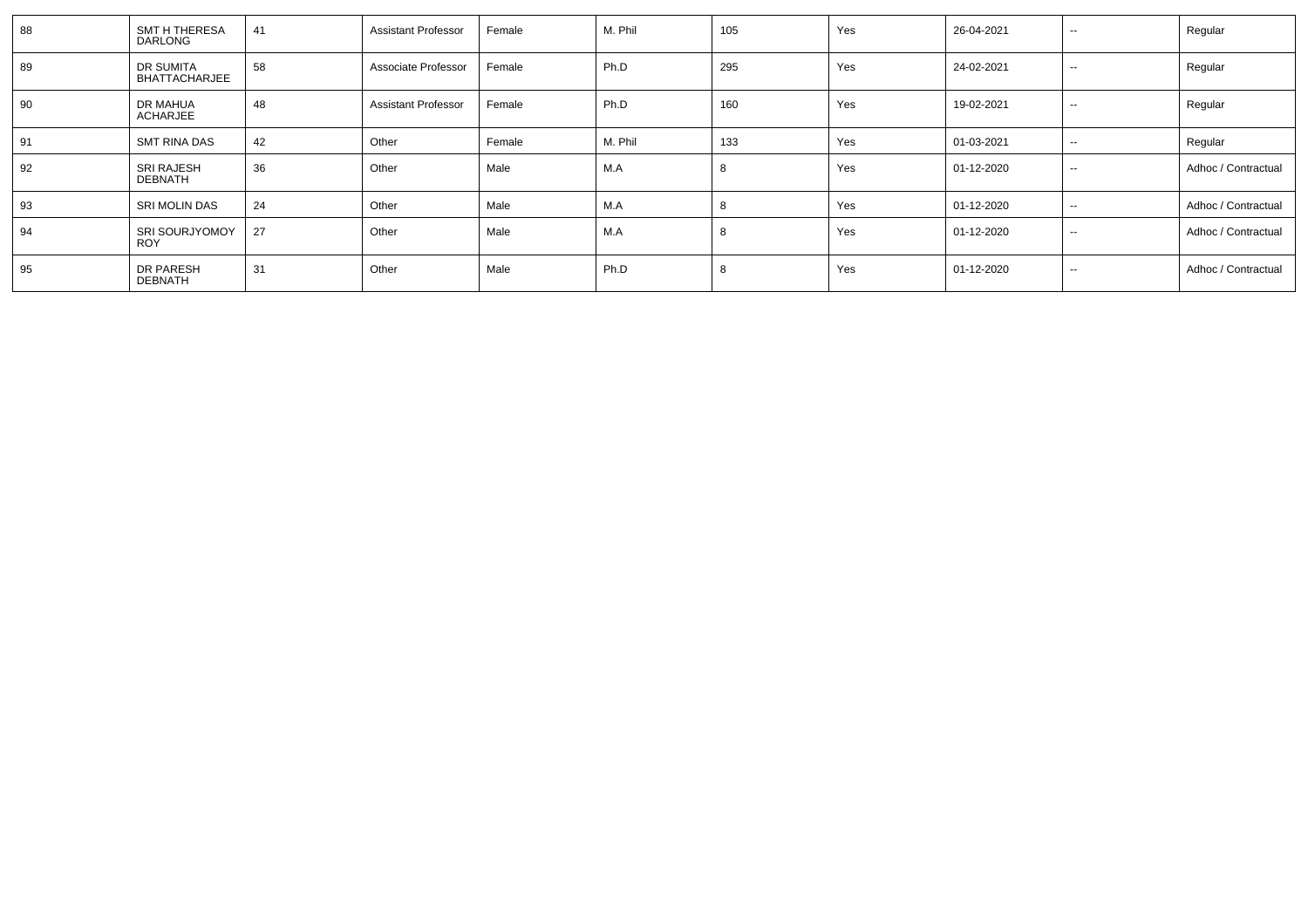| | | | | | | | | | | |
|---|---|---|---|---|---|---|---|---|---|---|
| 88 | SMT H THERESA DARLONG | 41 | Assistant Professor | Female | M. Phil | 105 | Yes | 26-04-2021 | -- | Regular |
| 89 | DR SUMITA BHATTACHARJEE | 58 | Associate Professor | Female | Ph.D | 295 | Yes | 24-02-2021 | -- | Regular |
| 90 | DR MAHUA ACHARJEE | 48 | Assistant Professor | Female | Ph.D | 160 | Yes | 19-02-2021 | -- | Regular |
| 91 | SMT RINA DAS | 42 | Other | Female | M. Phil | 133 | Yes | 01-03-2021 | -- | Regular |
| 92 | SRI RAJESH DEBNATH | 36 | Other | Male | M.A | 8 | Yes | 01-12-2020 | -- | Adhoc / Contractual |
| 93 | SRI MOLIN DAS | 24 | Other | Male | M.A | 8 | Yes | 01-12-2020 | -- | Adhoc / Contractual |
| 94 | SRI SOURJYOMOY ROY | 27 | Other | Male | M.A | 8 | Yes | 01-12-2020 | -- | Adhoc / Contractual |
| 95 | DR PARESH DEBNATH | 31 | Other | Male | Ph.D | 8 | Yes | 01-12-2020 | -- | Adhoc / Contractual |